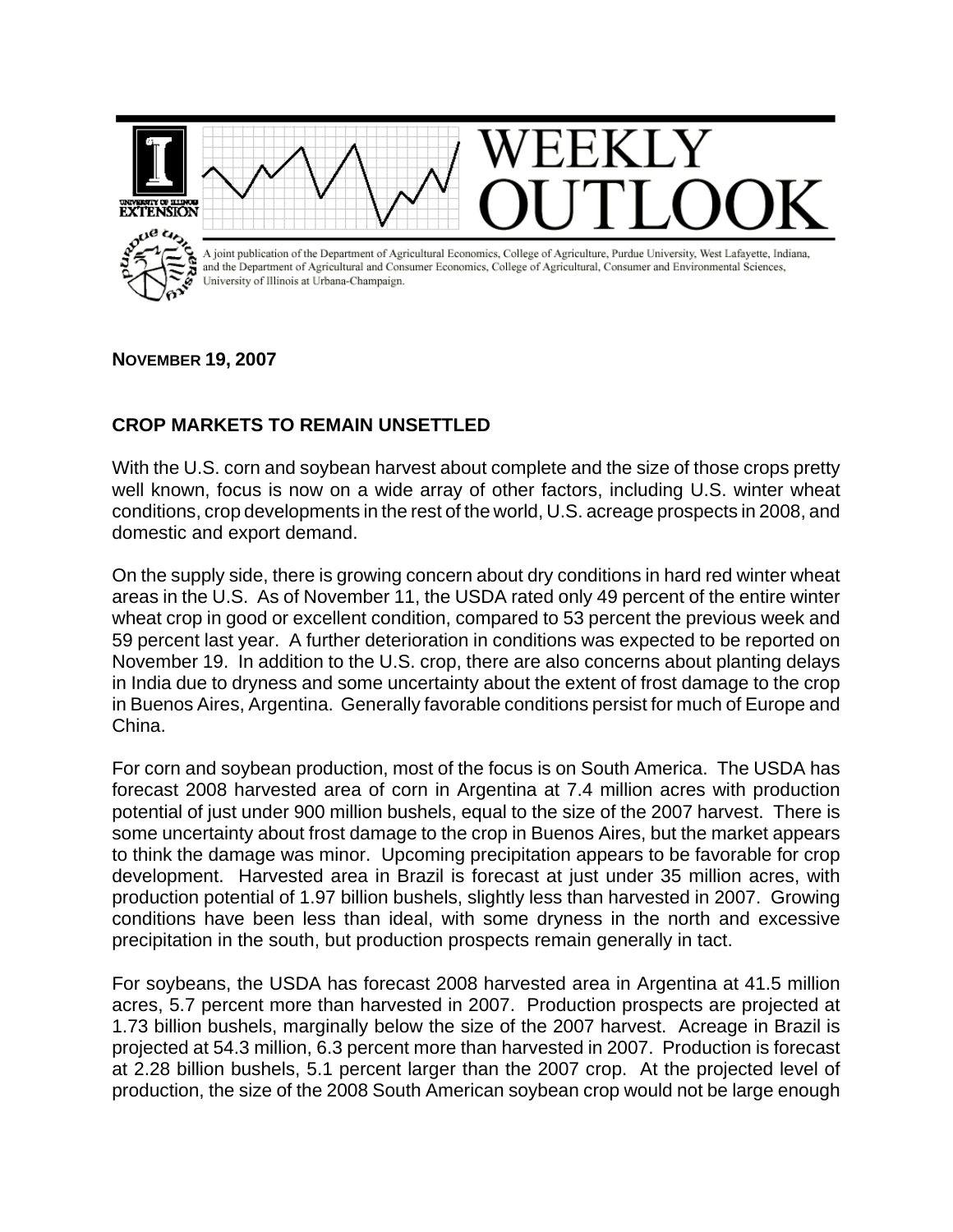# WEEKLY OUTLOOK

A joint publication of the Department of Agricultural Economics, College of Agriculture, Purdue University, West Lafayette, Indiana, and the Department of Agricultural and Consumer Economics, College of Agricultural, Consumer and Environmental Sciences, University of Illinois at Urbana-Champaign.

**NOVEMBER 19, 2007**

## CROP MARKETS TO REMAIN UNSETTLED

With the U.S. corn and soybean harvest about complete and the size of those crops pretty well known, focus is now on a wide array of other factors, including U.S. winter wheat conditions, crop developments in the rest of the world, U.S. acreage prospects in 2008, and domestic and export demand.

On the supply side, there is growing concern about dry conditions in hard red winter wheat areas in the U.S. As of November 11, the USDA rated only 49 percent of the entire winter wheat crop in good or excellent condition, compared to 53 percent the previous week and 59 percent last year. A further deterioration in conditions was expected to be reported on November 19. In addition to the U.S. crop, there are also concerns about planting delays in India due to dryness and some uncertainty about the extent of frost damage to the crop in Buenos Aires, Argentina. Generally favorable conditions persist for much of Europe and China.

For corn and soybean production, most of the focus is on South America. The USDA has forecast 2008 harvested area of corn in Argentina at 7.4 million acres with production potential of just under 900 million bushels, equal to the size of the 2007 harvest. There is some uncertainty about frost damage to the crop in Buenos Aires, but the market appears to think the damage was minor. Upcoming precipitation appears to be favorable for crop development. Harvested area in Brazil is forecast at just under 35 million acres, with production potential of 1.97 billion bushels, slightly less than harvested in 2007. Growing conditions have been less than ideal, with some dryness in the north and excessive precipitation in the south, but production prospects remain generally in tact.

For soybeans, the USDA has forecast 2008 harvested area in Argentina at 41.5 million acres, 5.7 percent more than harvested in 2007. Production prospects are projected at 1.73 billion bushels, marginally below the size of the 2007 harvest. Acreage in Brazil is projected at 54.3 million, 6.3 percent more than harvested in 2007. Production is forecast at 2.28 billion bushels, 5.1 percent larger than the 2007 crop. At the projected level of production, the size of the 2008 South American soybean crop would not be large enough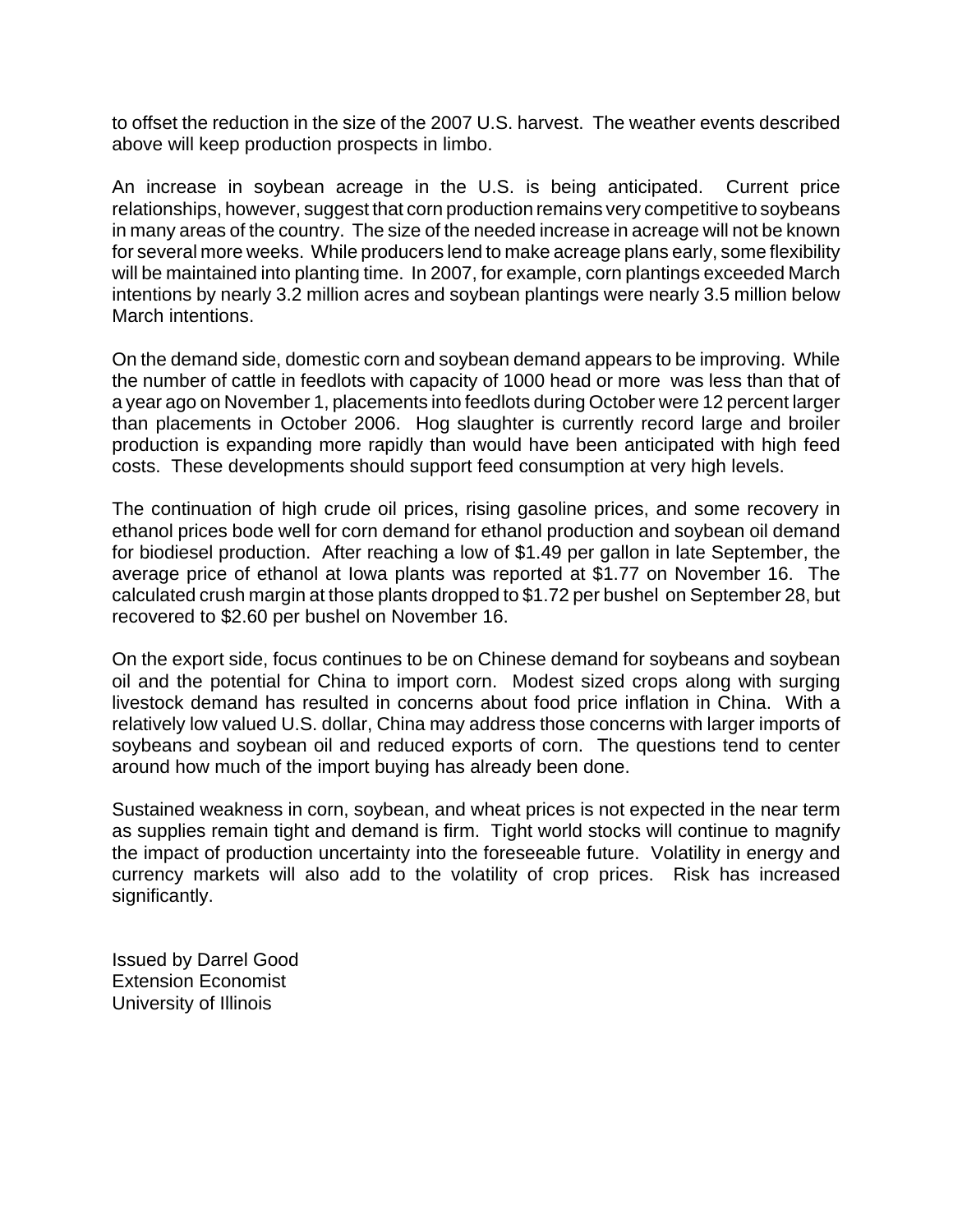to offset the reduction in the size of the 2007 U.S. harvest. The weather events described above will keep production prospects in limbo.

An increase in soybean acreage in the U.S. is being anticipated. Current price relationships, however, suggest that corn production remains very competitive to soybeans in many areas of the country. The size of the needed increase in acreage will not be known for several more weeks. While producers lend to make acreage plans early, some flexibility will be maintained into planting time. In 2007, for example, corn plantings exceeded March intentions by nearly 3.2 million acres and soybean plantings were nearly 3.5 million below March intentions.

On the demand side, domestic corn and soybean demand appears to be improving. While the number of cattle in feedlots with capacity of 1000 head or more was less than that of a year ago on November 1, placements into feedlots during October were 12 percent larger than placements in October 2006. Hog slaughter is currently record large and broiler production is expanding more rapidly than would have been anticipated with high feed costs. These developments should support feed consumption at very high levels.

The continuation of high crude oil prices, rising gasoline prices, and some recovery in ethanol prices bode well for corn demand for ethanol production and soybean oil demand for biodiesel production. After reaching a low of $1.49 per gallon in late September, the average price of ethanol at Iowa plants was reported at $1.77 on November 16. The calculated crush margin at those plants dropped to $1.72 per bushel on September 28, but recovered to $2.60 per bushel on November 16.

On the export side, focus continues to be on Chinese demand for soybeans and soybean oil and the potential for China to import corn. Modest sized crops along with surging livestock demand has resulted in concerns about food price inflation in China. With a relatively low valued U.S. dollar, China may address those concerns with larger imports of soybeans and soybean oil and reduced exports of corn. The questions tend to center around how much of the import buying has already been done.

Sustained weakness in corn, soybean, and wheat prices is not expected in the near term as supplies remain tight and demand is firm. Tight world stocks will continue to magnify the impact of production uncertainty into the foreseeable future. Volatility in energy and currency markets will also add to the volatility of crop prices. Risk has increased significantly.

Issued by Darrel Good
Extension Economist
University of Illinois